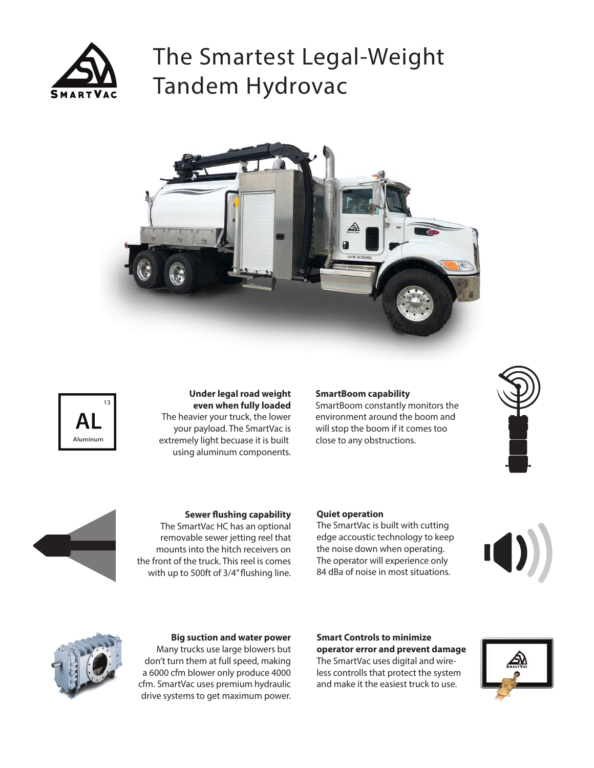# The Smartest Legal-Weight Tandem Hydrovac

**Under legal road weight even when fully loaded**
The heavier your truck, the lower your payload. The SmartVac is extremely light becuase it is built using aluminum components.

**SmartBoom capability**
SmartBoom constantly monitors the environment around the boom and will stop the boom if it comes too close to any obstructions.

**Sewer flushing capability**
The SmartVac HC has an optional removable sewer jetting reel that mounts into the hitch receivers on the front of the truck. This reel is comes with up to 500ft of 3/4" flushing line.

**Quiet operation**
The SmartVac is built with cutting edge accoustic technology to keep the noise down when operating. The operator will experience only 84 dBa of noise in most situations.

**Big suction and water power**
Many trucks use large blowers but don't turn them at full speed, making a 6000 cfm blower only produce 4000 cfm. SmartVac uses premium hydraulic drive systems to get maximum power.

**Smart Controls to minimize operator error and prevent damage**
The SmartVac uses digital and wireless controlls that protect the system and make it the easiest truck to use.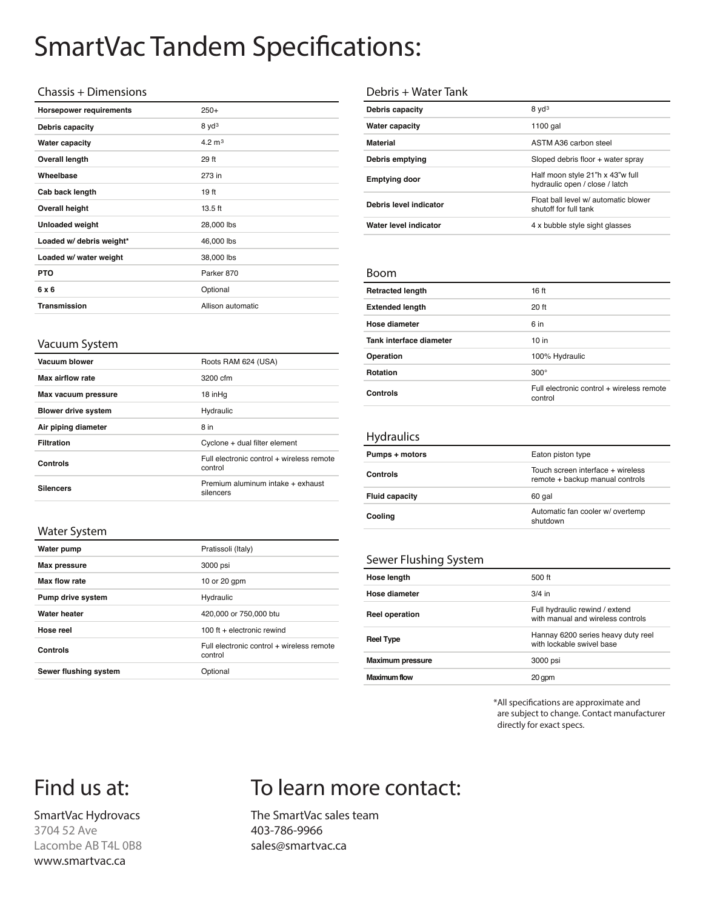# SmartVac Tandem Specifications:

## Chassis + Dimensions

| | |
|---|---|
| **Horsepower requirements** | 250+ |
| **Debris capacity** | 8 yd³ |
| **Water capacity** | 4.2 m³ |
| **Overall length** | 29 ft |
| **Wheelbase** | 273 in |
| **Cab back length** | 19 ft |
| **Overall height** | 13.5 ft |
| **Unloaded weight** | 28,000 lbs |
| **Loaded w/ debris weight*** | 46,000 lbs |
| **Loaded w/ water weight** | 38,000 lbs |
| **PTO** | Parker 870 |
| **6 x 6** | Optional |
| **Transmission** | Allison automatic |

## Vacuum System

| | |
|---|---|
| **Vacuum blower** | Roots RAM 624 (USA) |
| **Max airflow rate** | 3200 cfm |
| **Max vacuum pressure** | 18 inHg |
| **Blower drive system** | Hydraulic |
| **Air piping diameter** | 8 in |
| **Filtration** | Cyclone + dual filter element |
| **Controls** | Full electronic control + wireless remote control |
| **Silencers** | Premium aluminum intake + exhaust silencers |

## Water System

| | |
|---|---|
| **Water pump** | Pratissoli (Italy) |
| **Max pressure** | 3000 psi |
| **Max flow rate** | 10 or 20 gpm |
| **Pump drive system** | Hydraulic |
| **Water heater** | 420,000 or 750,000 btu |
| **Hose reel** | 100 ft + electronic rewind |
| **Controls** | Full electronic control + wireless remote control |
| **Sewer flushing system** | Optional |

## Debris + Water Tank

| | |
|---|---|
| **Debris capacity** | 8 yd³ |
| **Water capacity** | 1100 gal |
| **Material** | ASTM A36 carbon steel |
| **Debris emptying** | Sloped debris floor + water spray |
| **Emptying door** | Half moon style 21"h x 43"w full hydraulic open / close / latch |
| **Debris level indicator** | Float ball level w/ automatic blower shutoff for full tank |
| **Water level indicator** | 4 x bubble style sight glasses |

## Boom

| | |
|---|---|
| **Retracted length** | 16 ft |
| **Extended length** | 20 ft |
| **Hose diameter** | 6 in |
| **Tank interface diameter** | 10 in |
| **Operation** | 100% Hydraulic |
| **Rotation** | 300° |
| **Controls** | Full electronic control + wireless remote control |

## Hydraulics

| | |
|---|---|
| **Pumps + motors** | Eaton piston type |
| **Controls** | Touch screen interface + wireless remote + backup manual controls |
| **Fluid capacity** | 60 gal |
| **Cooling** | Automatic fan cooler w/ overtemp shutdown |

## Sewer Flushing System

| | |
|---|---|
| **Hose length** | 500 ft |
| **Hose diameter** | 3/4 in |
| **Reel operation** | Full hydraulic rewind / extend with manual and wireless controls |
| **Reel Type** | Hannay 6200 series heavy duty reel with lockable swivel base |
| **Maximum pressure** | 3000 psi |
| **Maximum flow** | 20 gpm |

*All specifications are approximate and are subject to change. Contact manufacturer directly for exact specs.

# Find us at:

SmartVac Hydrovacs
3704 52 Ave
Lacombe AB T4L 0B8
www.smartvac.ca

# To learn more contact:

The SmartVac sales team
403-786-9966
sales@smartvac.ca